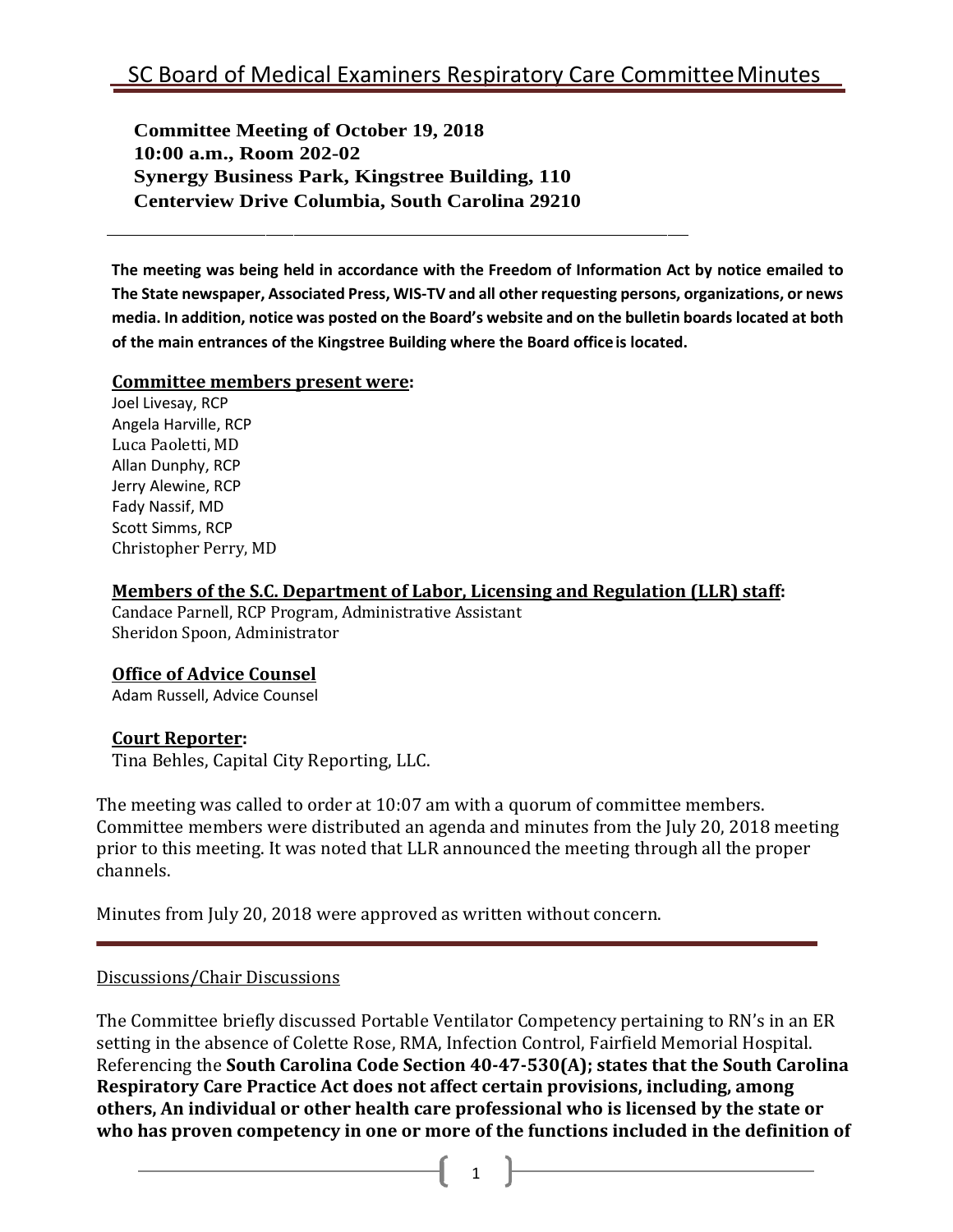# SC Board of Medical Examiners Respiratory Care Committee Minutes

**Committee Meeting of October 19, 2018**
**10:00 a.m., Room 202-02**
**Synergy Business Park, Kingstree Building, 110**
**Centerview Drive Columbia, South Carolina 29210**

---

**The meeting was being held in accordance with the Freedom of Information Act by notice emailed to The State newspaper, Associated Press, WIS-TV and all other requesting persons, organizations, or news media. In addition, notice was posted on the Board's website and on the bulletin boards located at both of the main entrances of the Kingstree Building where the Board office is located.**

**Committee members present were:**

Joel Livesay, RCP
Angela Harville, RCP
Luca Paoletti, MD
Allan Dunphy, RCP
Jerry Alewine, RCP
Fady Nassif, MD
Scott Simms, RCP
Christopher Perry, MD

**Members of the S.C. Department of Labor, Licensing and Regulation (LLR) staff:**

Candace Parnell, RCP Program, Administrative Assistant
Sheridon Spoon, Administrator

**Office of Advice Counsel**

Adam Russell, Advice Counsel

**Court Reporter:**

Tina Behles, Capital City Reporting, LLC.

The meeting was called to order at 10:07 am with a quorum of committee members. Committee members were distributed an agenda and minutes from the July 20, 2018 meeting prior to this meeting. It was noted that LLR announced the meeting through all the proper channels.

Minutes from July 20, 2018 were approved as written without concern.

---

Discussions/Chair Discussions

The Committee briefly discussed Portable Ventilator Competency pertaining to RN's in an ER setting in the absence of Colette Rose, RMA, Infection Control, Fairfield Memorial Hospital. Referencing the **South Carolina Code Section 40-47-530(A); states that the South Carolina Respiratory Care Practice Act does not affect certain provisions, including, among others, An individual or other health care professional who is licensed by the state or who has proven competency in one or more of the functions included in the definition of**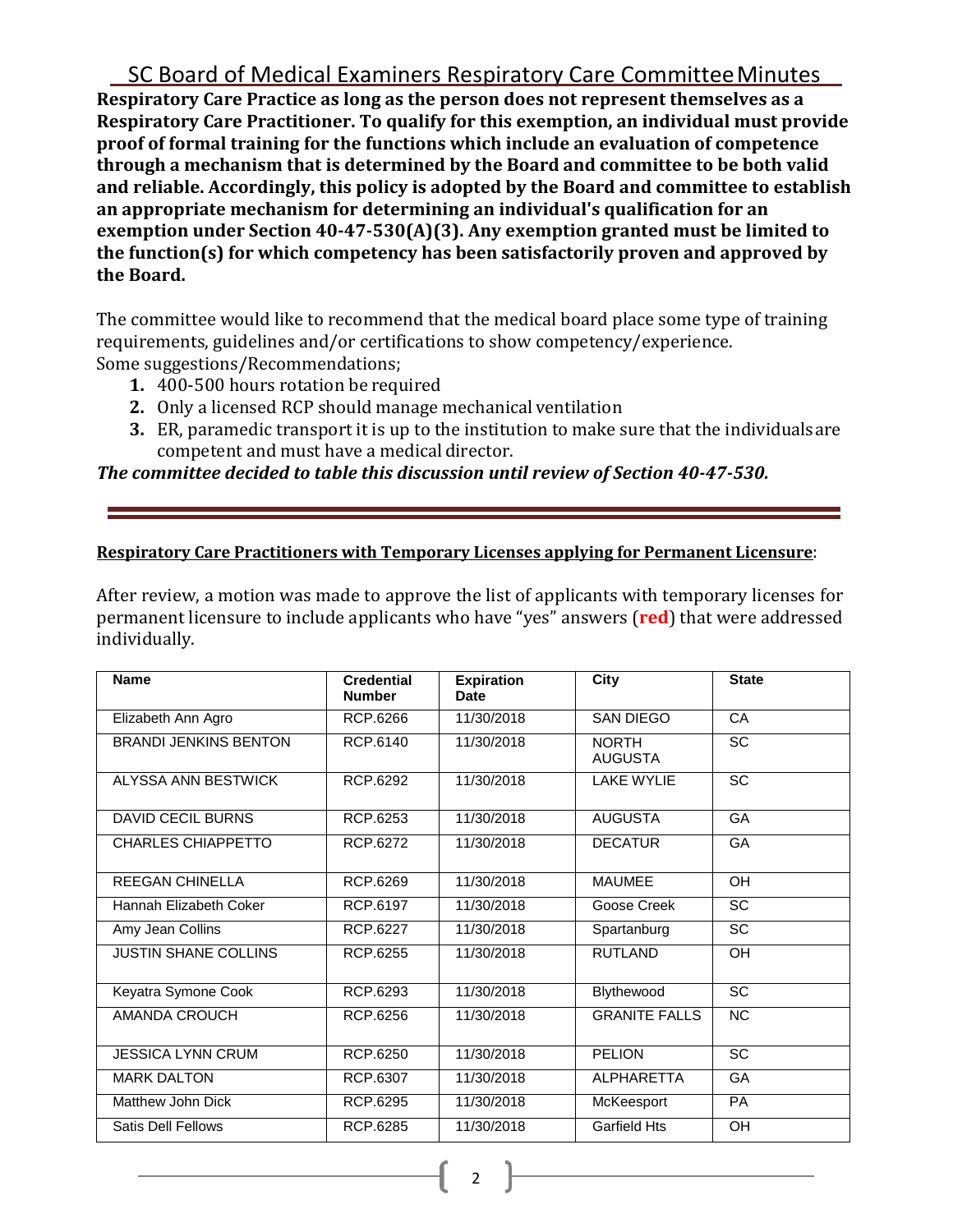**Respiratory Care Practice as long as the person does not represent themselves as a Respiratory Care Practitioner. To qualify for this exemption, an individual must provide proof of formal training for the functions which include an evaluation of competence through a mechanism that is determined by the Board and committee to be both valid and reliable. Accordingly, this policy is adopted by the Board and committee to establish an appropriate mechanism for determining an individual's qualification for an exemption under Section 40-47-530(A)(3). Any exemption granted must be limited to the function(s) for which competency has been satisfactorily proven and approved by the Board.**

The committee would like to recommend that the medical board place some type of training requirements, guidelines and/or certifications to show competency/experience.
Some suggestions/Recommendations;

1. 400-500 hours rotation be required
2. Only a licensed RCP should manage mechanical ventilation
3. ER, paramedic transport it is up to the institution to make sure that the individuals are competent and must have a medical director.

***The committee decided to table this discussion until review of Section 40-47-530.***

---

**Respiratory Care Practitioners with Temporary Licenses applying for Permanent Licensure**:

After review, a motion was made to approve the list of applicants with temporary licenses for permanent licensure to include applicants who have "yes" answers (**red**) that were addressed individually.

| Name | Credential Number | Expiration Date | City | State |
|---|---|---|---|---|
| Elizabeth Ann Agro | RCP.6266 | 11/30/2018 | SAN DIEGO | CA |
| BRANDI JENKINS BENTON | RCP.6140 | 11/30/2018 | NORTH AUGUSTA | SC |
| ALYSSA ANN BESTWICK | RCP.6292 | 11/30/2018 | LAKE WYLIE | SC |
| DAVID CECIL BURNS | RCP.6253 | 11/30/2018 | AUGUSTA | GA |
| CHARLES CHIAPPETTO | RCP.6272 | 11/30/2018 | DECATUR | GA |
| REEGAN CHINELLA | RCP.6269 | 11/30/2018 | MAUMEE | OH |
| Hannah Elizabeth Coker | RCP.6197 | 11/30/2018 | Goose Creek | SC |
| Amy Jean Collins | RCP.6227 | 11/30/2018 | Spartanburg | SC |
| JUSTIN SHANE COLLINS | RCP.6255 | 11/30/2018 | RUTLAND | OH |
| Keyatra Symone Cook | RCP.6293 | 11/30/2018 | Blythewood | SC |
| AMANDA CROUCH | RCP.6256 | 11/30/2018 | GRANITE FALLS | NC |
| JESSICA LYNN CRUM | RCP.6250 | 11/30/2018 | PELION | SC |
| MARK DALTON | RCP.6307 | 11/30/2018 | ALPHARETTA | GA |
| Matthew John Dick | RCP.6295 | 11/30/2018 | McKeesport | PA |
| Satis Dell Fellows | RCP.6285 | 11/30/2018 | Garfield Hts | OH |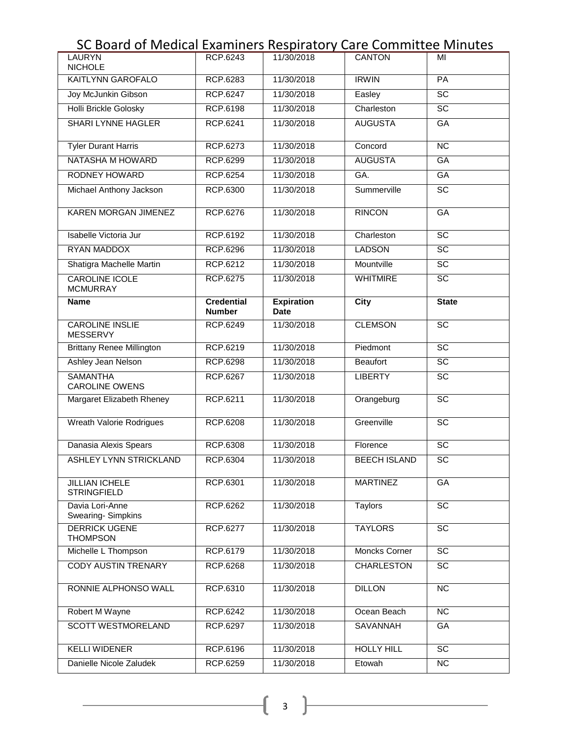| Name | Credential Number | Expiration Date | City | State |
|---|---|---|---|---|
| LAURYN NICHOLE | RCP.6243 | 11/30/2018 | CANTON | MI |
| KAITLYNN GAROFALO | RCP.6283 | 11/30/2018 | IRWIN | PA |
| Joy McJunkin Gibson | RCP.6247 | 11/30/2018 | Easley | SC |
| Holli Brickle Golosky | RCP.6198 | 11/30/2018 | Charleston | SC |
| SHARI LYNNE HAGLER | RCP.6241 | 11/30/2018 | AUGUSTA | GA |
| Tyler Durant Harris | RCP.6273 | 11/30/2018 | Concord | NC |
| NATASHA M HOWARD | RCP.6299 | 11/30/2018 | AUGUSTA | GA |
| RODNEY HOWARD | RCP.6254 | 11/30/2018 | GA. | GA |
| Michael Anthony Jackson | RCP.6300 | 11/30/2018 | Summerville | SC |
| KAREN MORGAN JIMENEZ | RCP.6276 | 11/30/2018 | RINCON | GA |
| Isabelle Victoria Jur | RCP.6192 | 11/30/2018 | Charleston | SC |
| RYAN MADDOX | RCP.6296 | 11/30/2018 | LADSON | SC |
| Shatigra Machelle Martin | RCP.6212 | 11/30/2018 | Mountville | SC |
| CAROLINE ICOLE MCMURRAY | RCP.6275 | 11/30/2018 | WHITMIRE | SC |
| CAROLINE INSLIE MESSERVY | RCP.6249 | 11/30/2018 | CLEMSON | SC |
| Brittany Renee Millington | RCP.6219 | 11/30/2018 | Piedmont | SC |
| Ashley Jean Nelson | RCP.6298 | 11/30/2018 | Beaufort | SC |
| SAMANTHA CAROLINE OWENS | RCP.6267 | 11/30/2018 | LIBERTY | SC |
| Margaret Elizabeth Rheney | RCP.6211 | 11/30/2018 | Orangeburg | SC |
| Wreath Valorie Rodrigues | RCP.6208 | 11/30/2018 | Greenville | SC |
| Danasia Alexis Spears | RCP.6308 | 11/30/2018 | Florence | SC |
| ASHLEY LYNN STRICKLAND | RCP.6304 | 11/30/2018 | BEECH ISLAND | SC |
| JILLIAN ICHELE STRINGFIELD | RCP.6301 | 11/30/2018 | MARTINEZ | GA |
| Davia Lori-Anne Swearing- Simpkins | RCP.6262 | 11/30/2018 | Taylors | SC |
| DERRICK UGENE THOMPSON | RCP.6277 | 11/30/2018 | TAYLORS | SC |
| Michelle L Thompson | RCP.6179 | 11/30/2018 | Moncks Corner | SC |
| CODY AUSTIN TRENARY | RCP.6268 | 11/30/2018 | CHARLESTON | SC |
| RONNIE ALPHONSO WALL | RCP.6310 | 11/30/2018 | DILLON | NC |
| Robert M Wayne | RCP.6242 | 11/30/2018 | Ocean Beach | NC |
| SCOTT WESTMORELAND | RCP.6297 | 11/30/2018 | SAVANNAH | GA |
| KELLI WIDENER | RCP.6196 | 11/30/2018 | HOLLY HILL | SC |
| Danielle Nicole Zaludek | RCP.6259 | 11/30/2018 | Etowah | NC |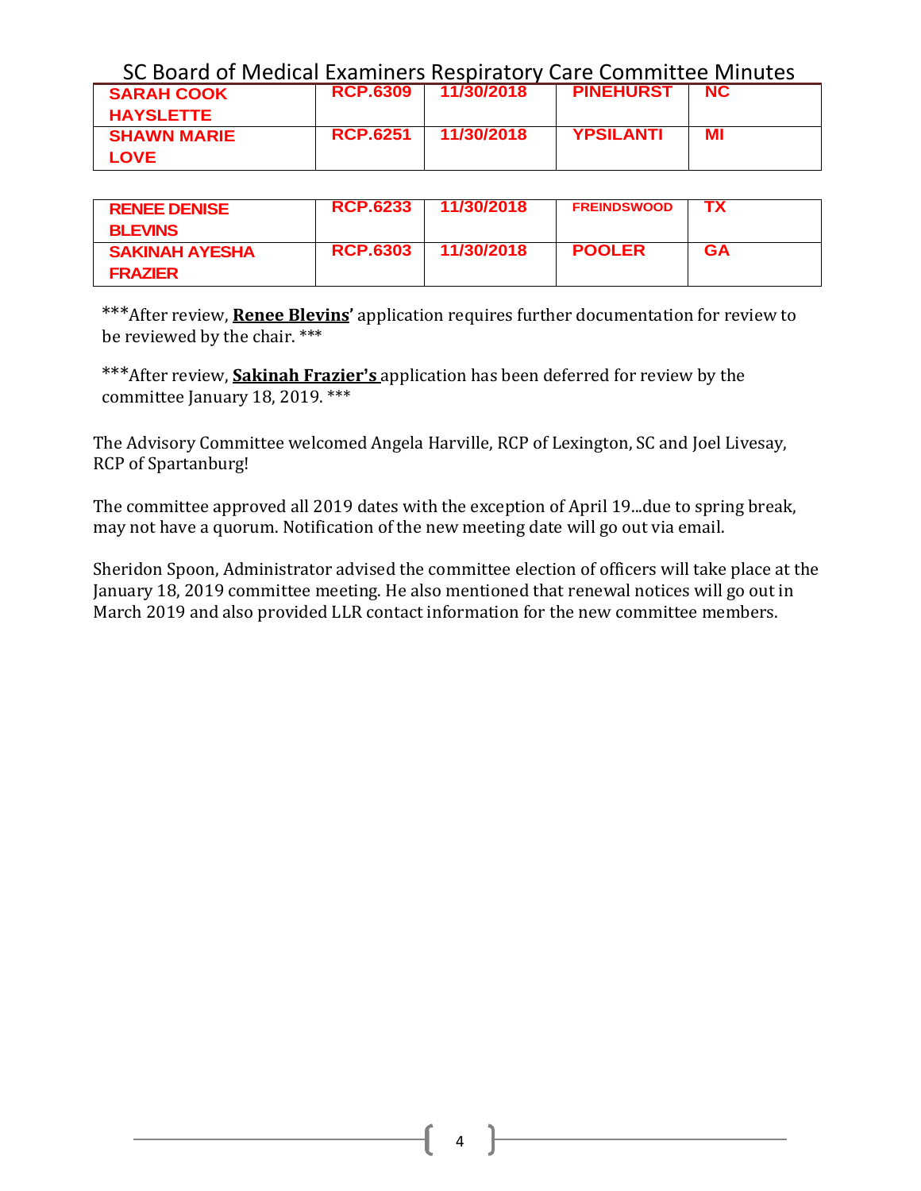| | | | | |
|---|---|---|---|---|
| SARAH COOK HAYSLETTE | RCP.6309 | 11/30/2018 | PINEHURST | NC |
| SHAWN MARIE LOVE | RCP.6251 | 11/30/2018 | YPSILANTI | MI |

| | | | | |
|---|---|---|---|---|
| RENEE DENISE BLEVINS | RCP.6233 | 11/30/2018 | FREINDSWOOD | TX |
| SAKINAH AYESHA FRAZIER | RCP.6303 | 11/30/2018 | POOLER | GA |

***After review, **Renee Blevins'** application requires further documentation for review to be reviewed by the chair. ***

***After review, **Sakinah Frazier's** application has been deferred for review by the committee January 18, 2019. ***

The Advisory Committee welcomed Angela Harville, RCP of Lexington, SC and Joel Livesay, RCP of Spartanburg!

The committee approved all 2019 dates with the exception of April 19...due to spring break, may not have a quorum. Notification of the new meeting date will go out via email.

Sheridon Spoon, Administrator advised the committee election of officers will take place at the January 18, 2019 committee meeting. He also mentioned that renewal notices will go out in March 2019 and also provided LLR contact information for the new committee members.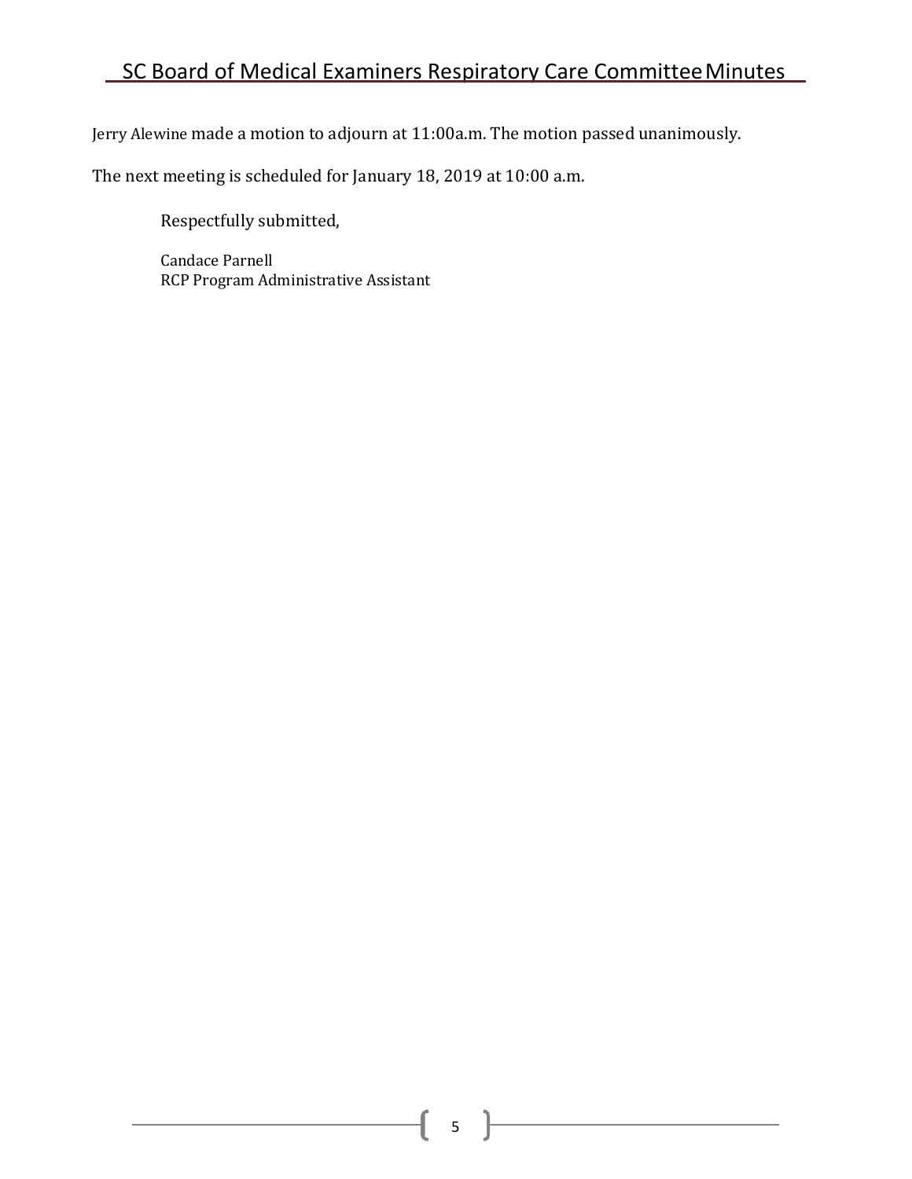Jerry Alewine made a motion to adjourn at 11:00a.m. The motion passed unanimously.

The next meeting is scheduled for January 18, 2019 at 10:00 a.m.

Respectfully submitted,

Candace Parnell
RCP Program Administrative Assistant